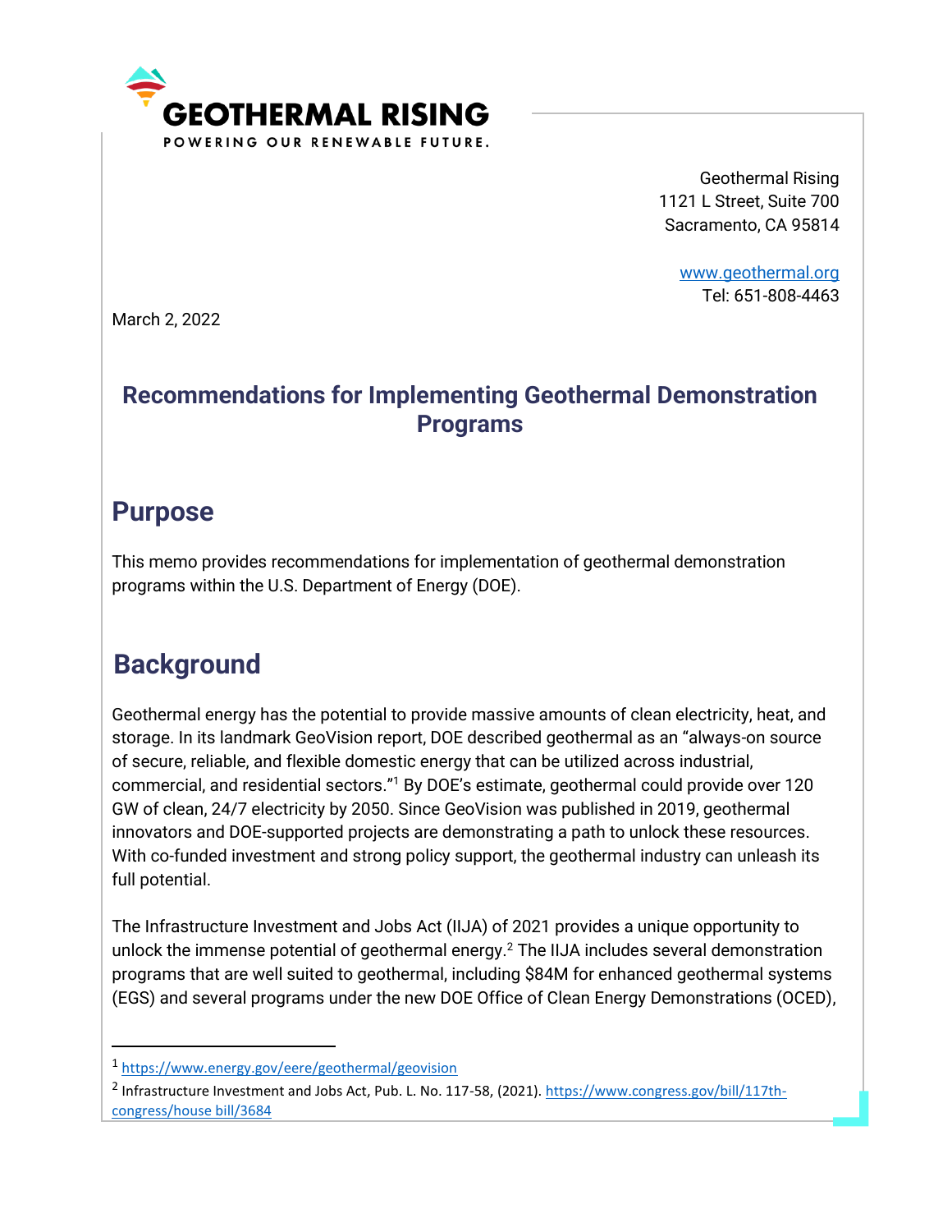**GEOTHERMAL RISING**

POWERING OUR RENEWABLE FUTURE.

Geothermal Rising
1121 L Street, Suite 700
Sacramento, CA 95814

www.geothermal.org
Tel: 651-808-4463

March 2, 2022

# Recommendations for Implementing Geothermal Demonstration Programs

## Purpose

This memo provides recommendations for implementation of geothermal demonstration programs within the U.S. Department of Energy (DOE).

## Background

Geothermal energy has the potential to provide massive amounts of clean electricity, heat, and storage. In its landmark GeoVision report, DOE described geothermal as an "always-on source of secure, reliable, and flexible domestic energy that can be utilized across industrial, commercial, and residential sectors."[1] By DOE's estimate, geothermal could provide over 120 GW of clean, 24/7 electricity by 2050. Since GeoVision was published in 2019, geothermal innovators and DOE-supported projects are demonstrating a path to unlock these resources. With co-funded investment and strong policy support, the geothermal industry can unleash its full potential.

The Infrastructure Investment and Jobs Act (IIJA) of 2021 provides a unique opportunity to unlock the immense potential of geothermal energy.[2] The IIJA includes several demonstration programs that are well suited to geothermal, including $84M for enhanced geothermal systems (EGS) and several programs under the new DOE Office of Clean Energy Demonstrations (OCED),

---

[1] https://www.energy.gov/eere/geothermal/geovision

[2] Infrastructure Investment and Jobs Act, Pub. L. No. 117-58, (2021). https://www.congress.gov/bill/117th-congress/house bill/3684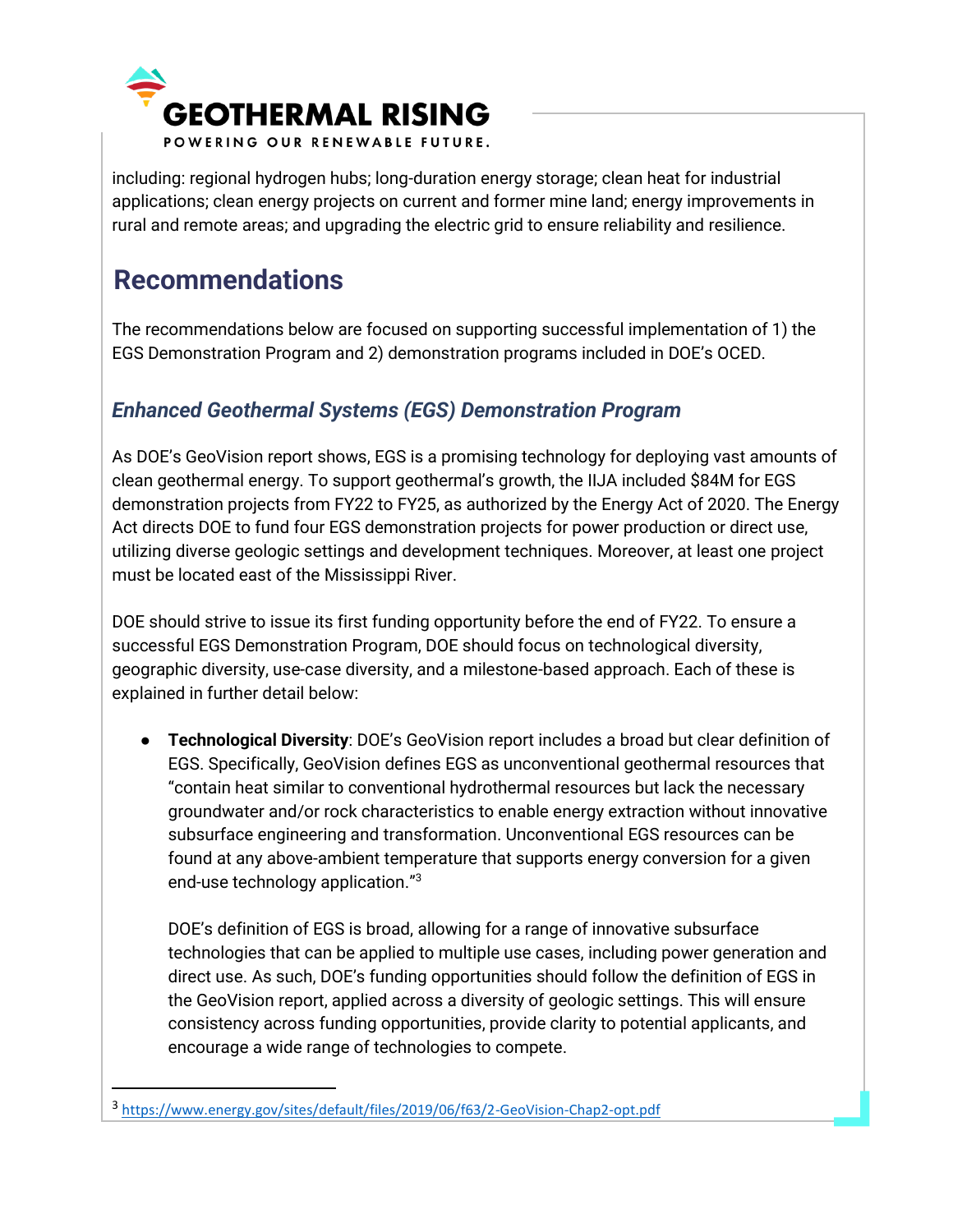including: regional hydrogen hubs; long-duration energy storage; clean heat for industrial applications; clean energy projects on current and former mine land; energy improvements in rural and remote areas; and upgrading the electric grid to ensure reliability and resilience.

## Recommendations

The recommendations below are focused on supporting successful implementation of 1) the EGS Demonstration Program and 2) demonstration programs included in DOE's OCED.

### *Enhanced Geothermal Systems (EGS) Demonstration Program*

As DOE's GeoVision report shows, EGS is a promising technology for deploying vast amounts of clean geothermal energy. To support geothermal's growth, the IIJA included $84M for EGS demonstration projects from FY22 to FY25, as authorized by the Energy Act of 2020. The Energy Act directs DOE to fund four EGS demonstration projects for power production or direct use, utilizing diverse geologic settings and development techniques. Moreover, at least one project must be located east of the Mississippi River.

DOE should strive to issue its first funding opportunity before the end of FY22. To ensure a successful EGS Demonstration Program, DOE should focus on technological diversity, geographic diversity, use-case diversity, and a milestone-based approach. Each of these is explained in further detail below:

- **Technological Diversity**: DOE's GeoVision report includes a broad but clear definition of EGS. Specifically, GeoVision defines EGS as unconventional geothermal resources that "contain heat similar to conventional hydrothermal resources but lack the necessary groundwater and/or rock characteristics to enable energy extraction without innovative subsurface engineering and transformation. Unconventional EGS resources can be found at any above-ambient temperature that supports energy conversion for a given end-use technology application."[3]

  DOE's definition of EGS is broad, allowing for a range of innovative subsurface technologies that can be applied to multiple use cases, including power generation and direct use. As such, DOE's funding opportunities should follow the definition of EGS in the GeoVision report, applied across a diversity of geologic settings. This will ensure consistency across funding opportunities, provide clarity to potential applicants, and encourage a wide range of technologies to compete.

[3] https://www.energy.gov/sites/default/files/2019/06/f63/2-GeoVision-Chap2-opt.pdf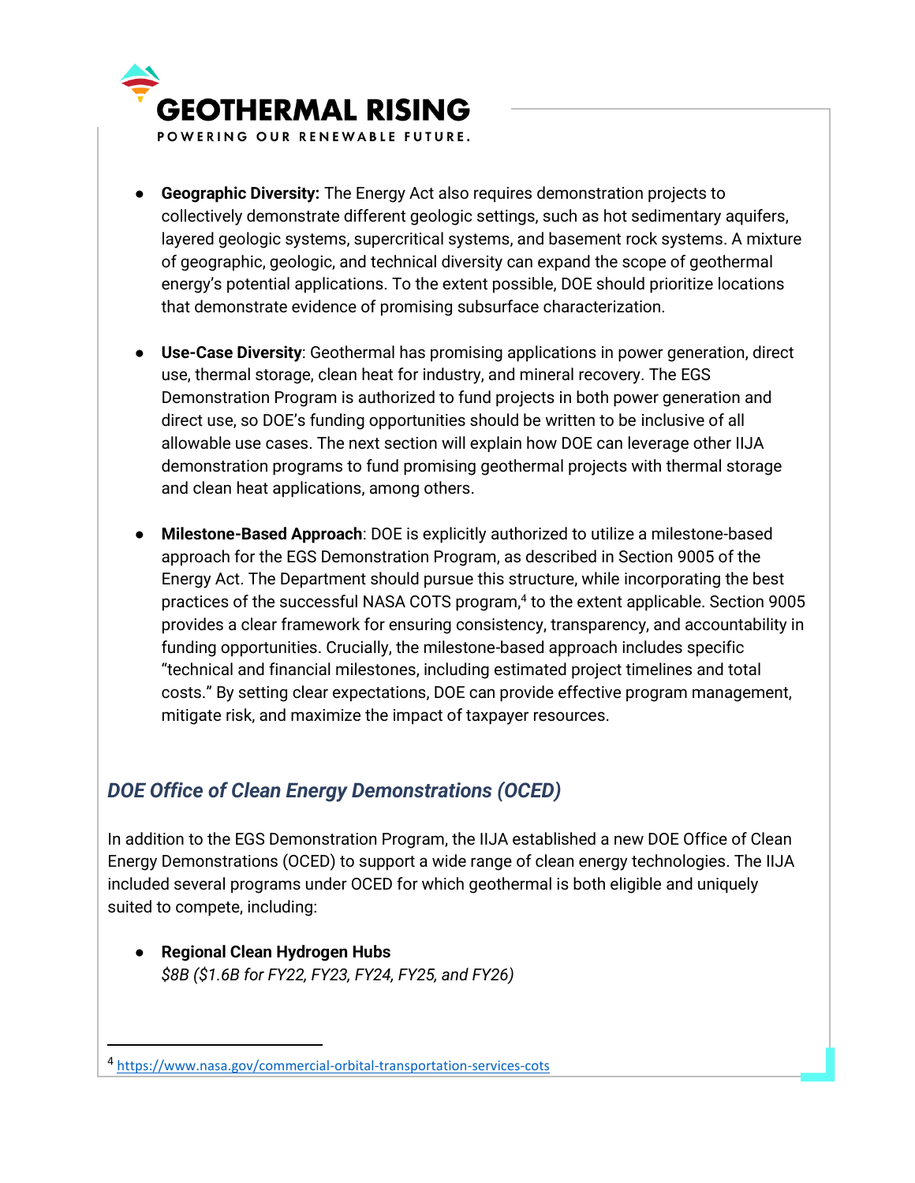- **Geographic Diversity:** The Energy Act also requires demonstration projects to collectively demonstrate different geologic settings, such as hot sedimentary aquifers, layered geologic systems, supercritical systems, and basement rock systems. A mixture of geographic, geologic, and technical diversity can expand the scope of geothermal energy's potential applications. To the extent possible, DOE should prioritize locations that demonstrate evidence of promising subsurface characterization.

- **Use-Case Diversity**: Geothermal has promising applications in power generation, direct use, thermal storage, clean heat for industry, and mineral recovery. The EGS Demonstration Program is authorized to fund projects in both power generation and direct use, so DOE's funding opportunities should be written to be inclusive of all allowable use cases. The next section will explain how DOE can leverage other IIJA demonstration programs to fund promising geothermal projects with thermal storage and clean heat applications, among others.

- **Milestone-Based Approach**: DOE is explicitly authorized to utilize a milestone-based approach for the EGS Demonstration Program, as described in Section 9005 of the Energy Act. The Department should pursue this structure, while incorporating the best practices of the successful NASA COTS program,[4] to the extent applicable. Section 9005 provides a clear framework for ensuring consistency, transparency, and accountability in funding opportunities. Crucially, the milestone-based approach includes specific "technical and financial milestones, including estimated project timelines and total costs." By setting clear expectations, DOE can provide effective program management, mitigate risk, and maximize the impact of taxpayer resources.

## *DOE Office of Clean Energy Demonstrations (OCED)*

In addition to the EGS Demonstration Program, the IIJA established a new DOE Office of Clean Energy Demonstrations (OCED) to support a wide range of clean energy technologies. The IIJA included several programs under OCED for which geothermal is both eligible and uniquely suited to compete, including:

- **Regional Clean Hydrogen Hubs**
  *$8B ($1.6B for FY22, FY23, FY24, FY25, and FY26)*

---

[4] https://www.nasa.gov/commercial-orbital-transportation-services-cots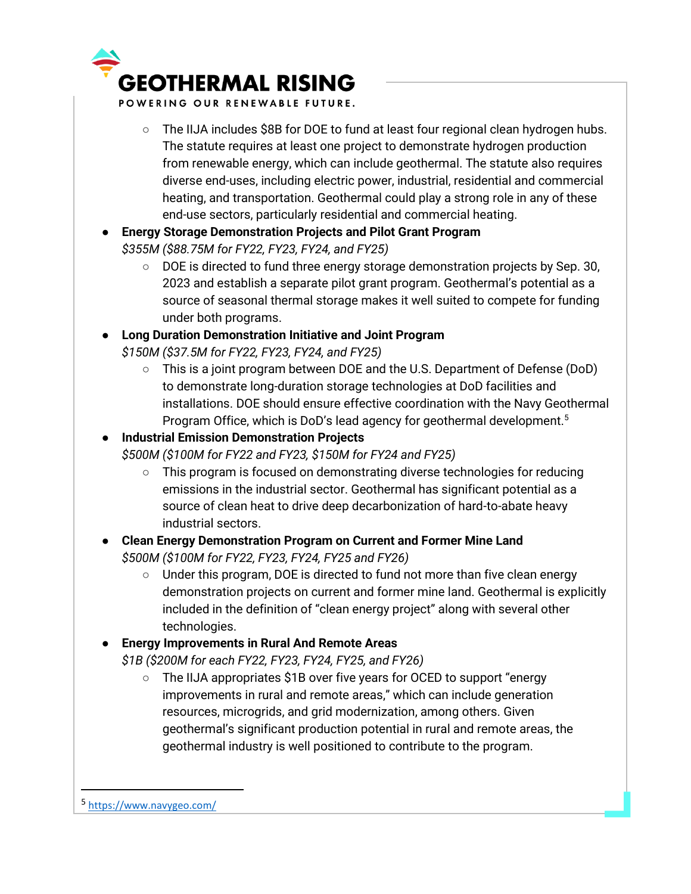- The IIJA includes $8B for DOE to fund at least four regional clean hydrogen hubs. The statute requires at least one project to demonstrate hydrogen production from renewable energy, which can include geothermal. The statute also requires diverse end-uses, including electric power, industrial, residential and commercial heating, and transportation. Geothermal could play a strong role in any of these end-use sectors, particularly residential and commercial heating.

- **Energy Storage Demonstration Projects and Pilot Grant Program**
  *$355M ($88.75M for FY22, FY23, FY24, and FY25)*
    - DOE is directed to fund three energy storage demonstration projects by Sep. 30, 2023 and establish a separate pilot grant program. Geothermal's potential as a source of seasonal thermal storage makes it well suited to compete for funding under both programs.
- **Long Duration Demonstration Initiative and Joint Program**
  *$150M ($37.5M for FY22, FY23, FY24, and FY25)*
    - This is a joint program between DOE and the U.S. Department of Defense (DoD) to demonstrate long-duration storage technologies at DoD facilities and installations. DOE should ensure effective coordination with the Navy Geothermal Program Office, which is DoD's lead agency for geothermal development.[5]
- **Industrial Emission Demonstration Projects**
  *$500M ($100M for FY22 and FY23, $150M for FY24 and FY25)*
    - This program is focused on demonstrating diverse technologies for reducing emissions in the industrial sector. Geothermal has significant potential as a source of clean heat to drive deep decarbonization of hard-to-abate heavy industrial sectors.
- **Clean Energy Demonstration Program on Current and Former Mine Land**
  *$500M ($100M for FY22, FY23, FY24, FY25 and FY26)*
    - Under this program, DOE is directed to fund not more than five clean energy demonstration projects on current and former mine land. Geothermal is explicitly included in the definition of "clean energy project" along with several other technologies.
- **Energy Improvements in Rural And Remote Areas**
  *$1B ($200M for each FY22, FY23, FY24, FY25, and FY26)*
    - The IIJA appropriates $1B over five years for OCED to support "energy improvements in rural and remote areas," which can include generation resources, microgrids, and grid modernization, among others. Given geothermal's significant production potential in rural and remote areas, the geothermal industry is well positioned to contribute to the program.

---

[5] https://www.navygeo.com/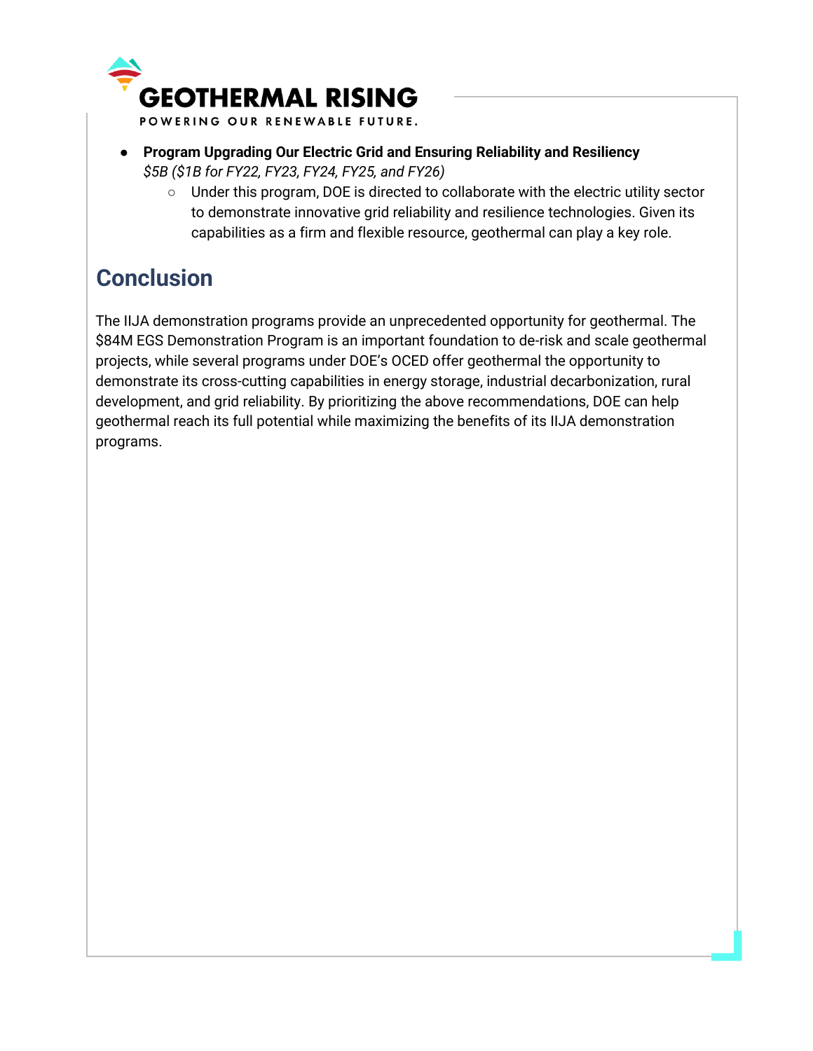- **Program Upgrading Our Electric Grid and Ensuring Reliability and Resiliency**
  *$5B ($1B for FY22, FY23, FY24, FY25, and FY26)*
  - Under this program, DOE is directed to collaborate with the electric utility sector to demonstrate innovative grid reliability and resilience technologies. Given its capabilities as a firm and flexible resource, geothermal can play a key role.

## Conclusion

The IIJA demonstration programs provide an unprecedented opportunity for geothermal. The $84M EGS Demonstration Program is an important foundation to de-risk and scale geothermal projects, while several programs under DOE's OCED offer geothermal the opportunity to demonstrate its cross-cutting capabilities in energy storage, industrial decarbonization, rural development, and grid reliability. By prioritizing the above recommendations, DOE can help geothermal reach its full potential while maximizing the benefits of its IIJA demonstration programs.